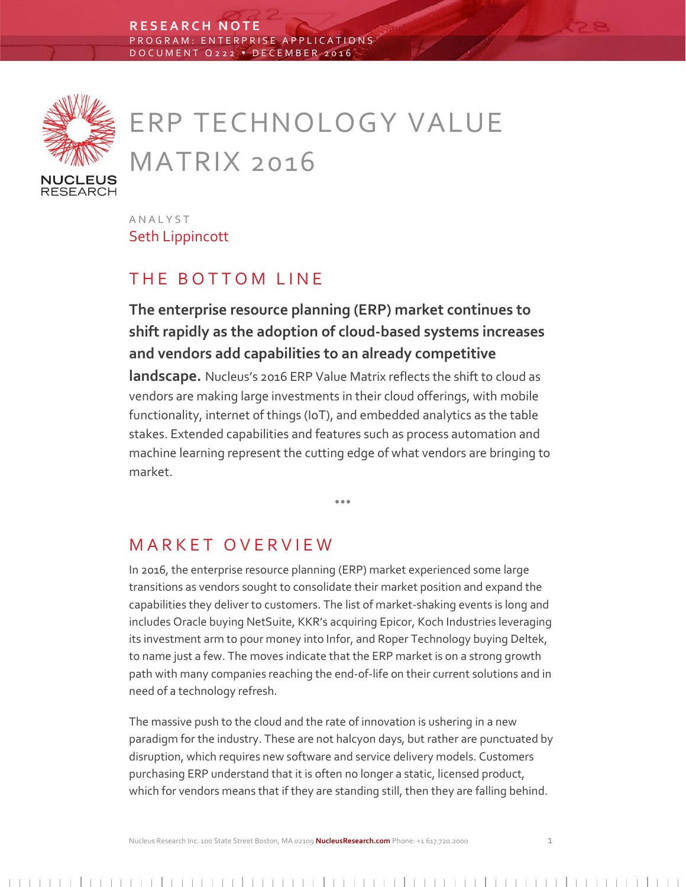RESEARCH NOTE

PROGRAM: ENTERPRISE APPLICATIONS

DOCUMENT Q222 • DECEMBER 2016

# ERP TECHNOLOGY VALUE MATRIX 2016

ANALYST

Seth Lippincott

## THE BOTTOM LINE

**The enterprise resource planning (ERP) market continues to shift rapidly as the adoption of cloud-based systems increases and vendors add capabilities to an already competitive landscape.** Nucleus's 2016 ERP Value Matrix reflects the shift to cloud as vendors are making large investments in their cloud offerings, with mobile functionality, internet of things (IoT), and embedded analytics as the table stakes. Extended capabilities and features such as process automation and machine learning represent the cutting edge of what vendors are bringing to market.

•••

## MARKET OVERVIEW

In 2016, the enterprise resource planning (ERP) market experienced some large transitions as vendors sought to consolidate their market position and expand the capabilities they deliver to customers. The list of market-shaking events is long and includes Oracle buying NetSuite, KKR's acquiring Epicor, Koch Industries leveraging its investment arm to pour money into Infor, and Roper Technology buying Deltek, to name just a few. The moves indicate that the ERP market is on a strong growth path with many companies reaching the end-of-life on their current solutions and in need of a technology refresh.

The massive push to the cloud and the rate of innovation is ushering in a new paradigm for the industry. These are not halcyon days, but rather are punctuated by disruption, which requires new software and service delivery models. Customers purchasing ERP understand that it is often no longer a static, licensed product, which for vendors means that if they are standing still, then they are falling behind.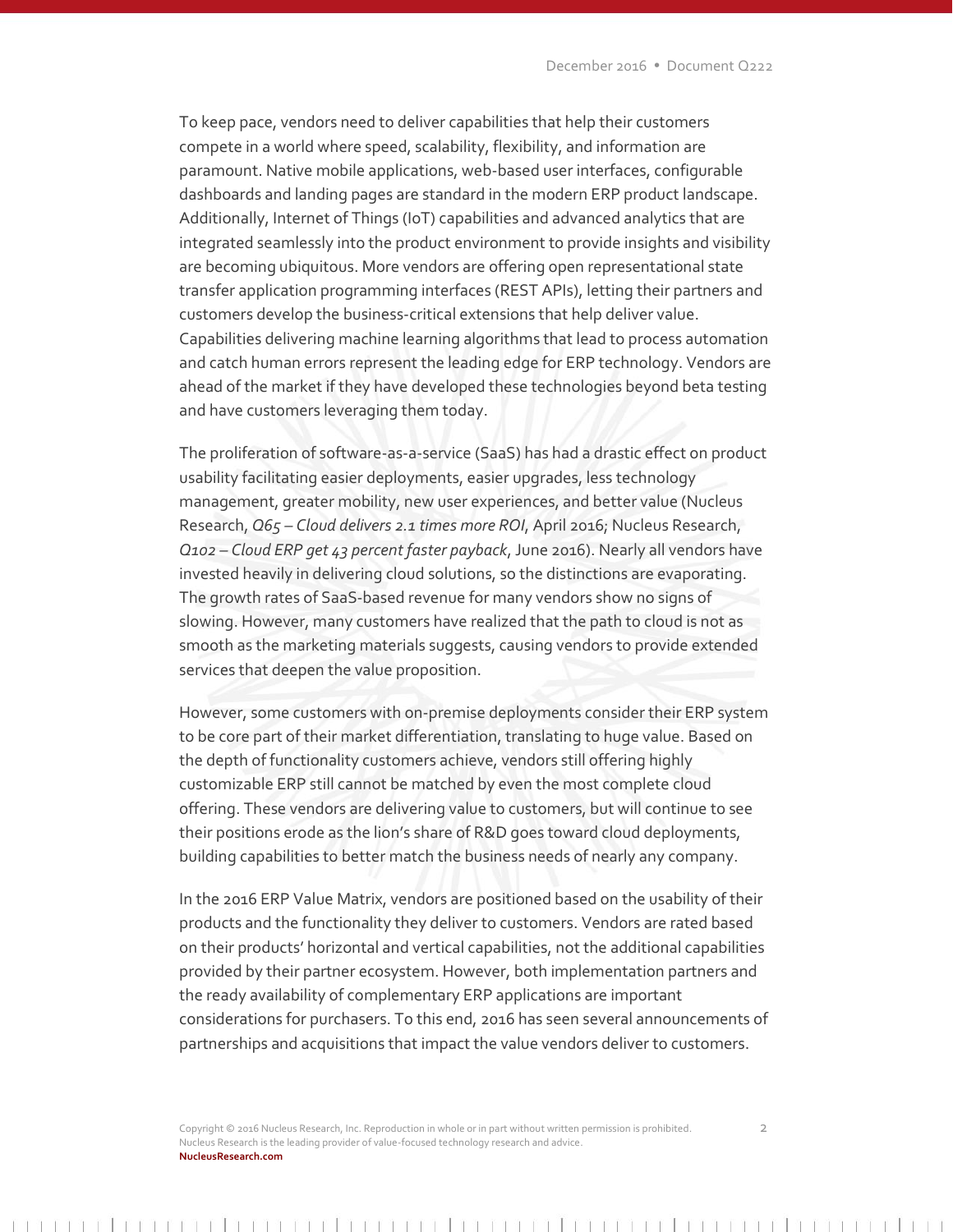To keep pace, vendors need to deliver capabilities that help their customers compete in a world where speed, scalability, flexibility, and information are paramount. Native mobile applications, web-based user interfaces, configurable dashboards and landing pages are standard in the modern ERP product landscape. Additionally, Internet of Things (IoT) capabilities and advanced analytics that are integrated seamlessly into the product environment to provide insights and visibility are becoming ubiquitous. More vendors are offering open representational state transfer application programming interfaces (REST APIs), letting their partners and customers develop the business-critical extensions that help deliver value. Capabilities delivering machine learning algorithms that lead to process automation and catch human errors represent the leading edge for ERP technology. Vendors are ahead of the market if they have developed these technologies beyond beta testing and have customers leveraging them today.

The proliferation of software-as-a-service (SaaS) has had a drastic effect on product usability facilitating easier deployments, easier upgrades, less technology management, greater mobility, new user experiences, and better value (Nucleus Research, *Q65 – Cloud delivers 2.1 times more ROI*, April 2016; Nucleus Research, *Q102 – Cloud ERP get 43 percent faster payback*, June 2016). Nearly all vendors have invested heavily in delivering cloud solutions, so the distinctions are evaporating. The growth rates of SaaS-based revenue for many vendors show no signs of slowing. However, many customers have realized that the path to cloud is not as smooth as the marketing materials suggests, causing vendors to provide extended services that deepen the value proposition.

However, some customers with on-premise deployments consider their ERP system to be core part of their market differentiation, translating to huge value. Based on the depth of functionality customers achieve, vendors still offering highly customizable ERP still cannot be matched by even the most complete cloud offering. These vendors are delivering value to customers, but will continue to see their positions erode as the lion's share of R&D goes toward cloud deployments, building capabilities to better match the business needs of nearly any company.

In the 2016 ERP Value Matrix, vendors are positioned based on the usability of their products and the functionality they deliver to customers. Vendors are rated based on their products' horizontal and vertical capabilities, not the additional capabilities provided by their partner ecosystem. However, both implementation partners and the ready availability of complementary ERP applications are important considerations for purchasers. To this end, 2016 has seen several announcements of partnerships and acquisitions that impact the value vendors deliver to customers.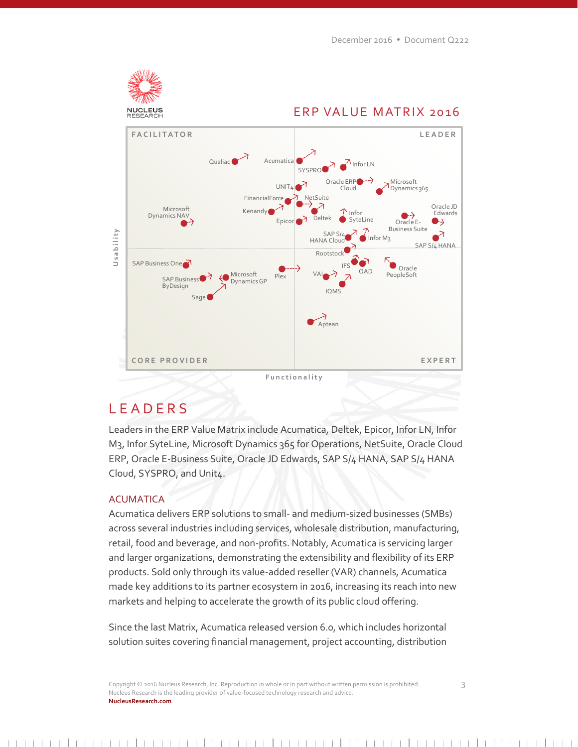## ERP VALUE MATRIX 2016

# LEADERS

Leaders in the ERP Value Matrix include Acumatica, Deltek, Epicor, Infor LN, Infor M3, Infor SyteLine, Microsoft Dynamics 365 for Operations, NetSuite, Oracle Cloud ERP, Oracle E-Business Suite, Oracle JD Edwards, SAP S/4 HANA, SAP S/4 HANA Cloud, SYSPRO, and Unit4.

## ACUMATICA

Acumatica delivers ERP solutions to small- and medium-sized businesses (SMBs) across several industries including services, wholesale distribution, manufacturing, retail, food and beverage, and non-profits. Notably, Acumatica is servicing larger and larger organizations, demonstrating the extensibility and flexibility of its ERP products. Sold only through its value-added reseller (VAR) channels, Acumatica made key additions to its partner ecosystem in 2016, increasing its reach into new markets and helping to accelerate the growth of its public cloud offering.

Since the last Matrix, Acumatica released version 6.0, which includes horizontal solution suites covering financial management, project accounting, distribution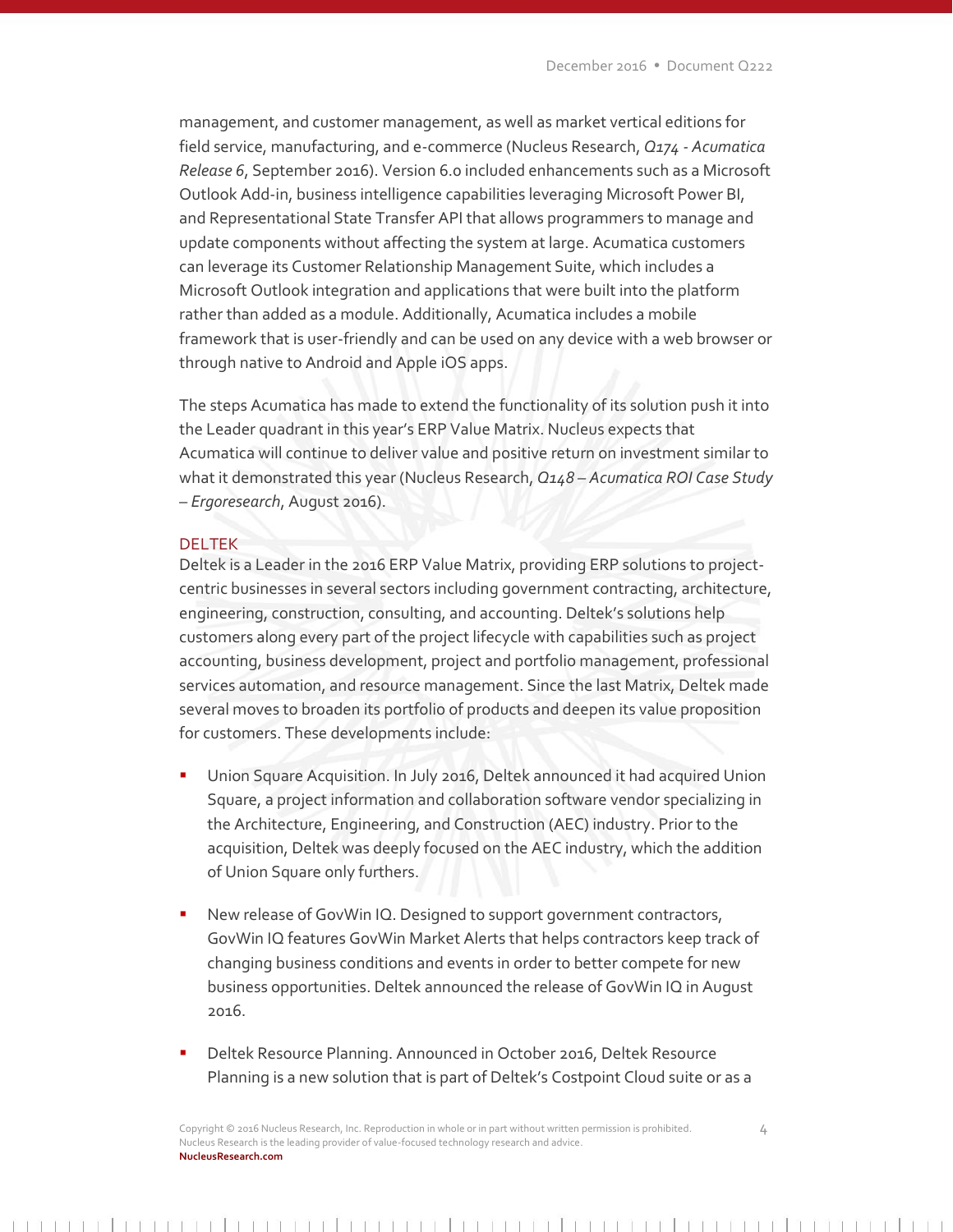management, and customer management, as well as market vertical editions for field service, manufacturing, and e-commerce (Nucleus Research, *Q174 - Acumatica Release 6*, September 2016). Version 6.0 included enhancements such as a Microsoft Outlook Add-in, business intelligence capabilities leveraging Microsoft Power BI, and Representational State Transfer API that allows programmers to manage and update components without affecting the system at large. Acumatica customers can leverage its Customer Relationship Management Suite, which includes a Microsoft Outlook integration and applications that were built into the platform rather than added as a module. Additionally, Acumatica includes a mobile framework that is user-friendly and can be used on any device with a web browser or through native to Android and Apple iOS apps.

The steps Acumatica has made to extend the functionality of its solution push it into the Leader quadrant in this year's ERP Value Matrix. Nucleus expects that Acumatica will continue to deliver value and positive return on investment similar to what it demonstrated this year (Nucleus Research, *Q148 – Acumatica ROI Case Study – Ergoresearch*, August 2016).

## DELTEK

Deltek is a Leader in the 2016 ERP Value Matrix, providing ERP solutions to project-centric businesses in several sectors including government contracting, architecture, engineering, construction, consulting, and accounting. Deltek's solutions help customers along every part of the project lifecycle with capabilities such as project accounting, business development, project and portfolio management, professional services automation, and resource management. Since the last Matrix, Deltek made several moves to broaden its portfolio of products and deepen its value proposition for customers. These developments include:

- Union Square Acquisition. In July 2016, Deltek announced it had acquired Union Square, a project information and collaboration software vendor specializing in the Architecture, Engineering, and Construction (AEC) industry. Prior to the acquisition, Deltek was deeply focused on the AEC industry, which the addition of Union Square only furthers.

- New release of GovWin IQ. Designed to support government contractors, GovWin IQ features GovWin Market Alerts that helps contractors keep track of changing business conditions and events in order to better compete for new business opportunities. Deltek announced the release of GovWin IQ in August 2016.

- Deltek Resource Planning. Announced in October 2016, Deltek Resource Planning is a new solution that is part of Deltek's Costpoint Cloud suite or as a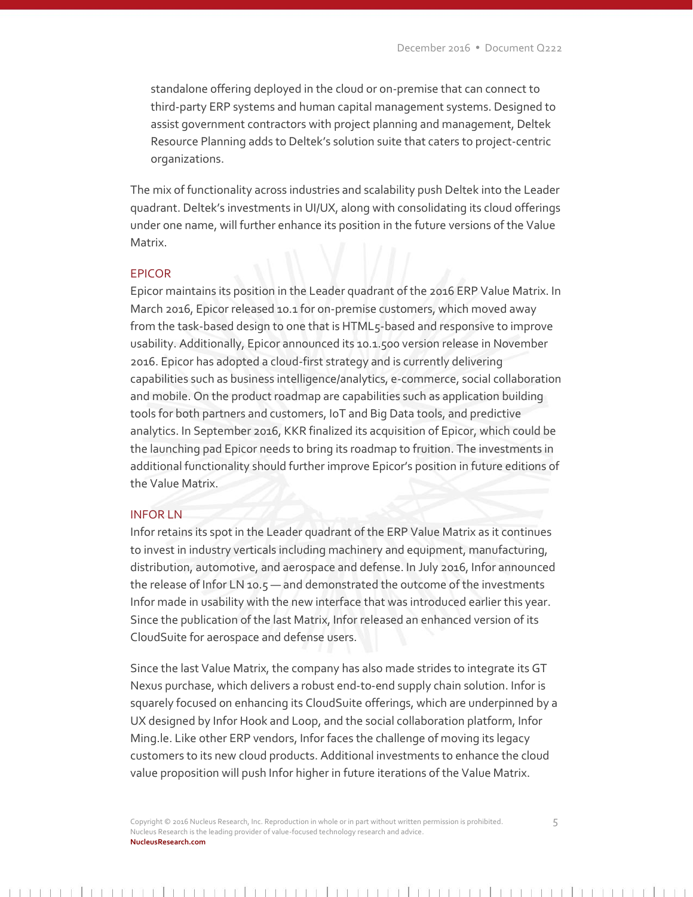standalone offering deployed in the cloud or on-premise that can connect to third-party ERP systems and human capital management systems. Designed to assist government contractors with project planning and management, Deltek Resource Planning adds to Deltek's solution suite that caters to project-centric organizations.

The mix of functionality across industries and scalability push Deltek into the Leader quadrant. Deltek's investments in UI/UX, along with consolidating its cloud offerings under one name, will further enhance its position in the future versions of the Value Matrix.

### EPICOR

Epicor maintains its position in the Leader quadrant of the 2016 ERP Value Matrix. In March 2016, Epicor released 10.1 for on-premise customers, which moved away from the task-based design to one that is HTML5-based and responsive to improve usability. Additionally, Epicor announced its 10.1.500 version release in November 2016. Epicor has adopted a cloud-first strategy and is currently delivering capabilities such as business intelligence/analytics, e-commerce, social collaboration and mobile. On the product roadmap are capabilities such as application building tools for both partners and customers, IoT and Big Data tools, and predictive analytics. In September 2016, KKR finalized its acquisition of Epicor, which could be the launching pad Epicor needs to bring its roadmap to fruition. The investments in additional functionality should further improve Epicor's position in future editions of the Value Matrix.

### INFOR LN

Infor retains its spot in the Leader quadrant of the ERP Value Matrix as it continues to invest in industry verticals including machinery and equipment, manufacturing, distribution, automotive, and aerospace and defense. In July 2016, Infor announced the release of Infor LN 10.5 — and demonstrated the outcome of the investments Infor made in usability with the new interface that was introduced earlier this year. Since the publication of the last Matrix, Infor released an enhanced version of its CloudSuite for aerospace and defense users.

Since the last Value Matrix, the company has also made strides to integrate its GT Nexus purchase, which delivers a robust end-to-end supply chain solution. Infor is squarely focused on enhancing its CloudSuite offerings, which are underpinned by a UX designed by Infor Hook and Loop, and the social collaboration platform, Infor Ming.le. Like other ERP vendors, Infor faces the challenge of moving its legacy customers to its new cloud products. Additional investments to enhance the cloud value proposition will push Infor higher in future iterations of the Value Matrix.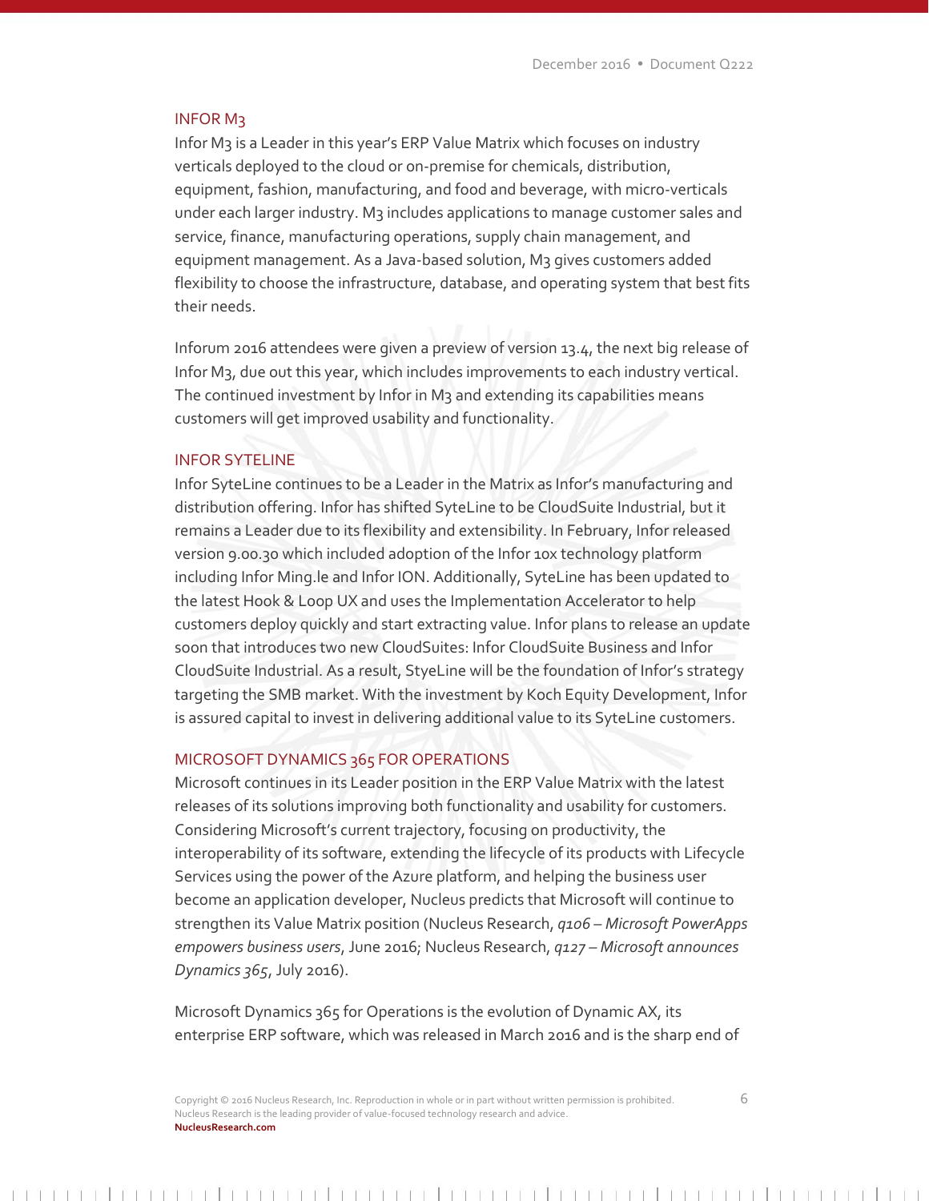## INFOR M3

Infor M3 is a Leader in this year's ERP Value Matrix which focuses on industry verticals deployed to the cloud or on-premise for chemicals, distribution, equipment, fashion, manufacturing, and food and beverage, with micro-verticals under each larger industry. M3 includes applications to manage customer sales and service, finance, manufacturing operations, supply chain management, and equipment management. As a Java-based solution, M3 gives customers added flexibility to choose the infrastructure, database, and operating system that best fits their needs.

Inforum 2016 attendees were given a preview of version 13.4, the next big release of Infor M3, due out this year, which includes improvements to each industry vertical. The continued investment by Infor in M3 and extending its capabilities means customers will get improved usability and functionality.

## INFOR SYTELINE

Infor SyteLine continues to be a Leader in the Matrix as Infor's manufacturing and distribution offering. Infor has shifted SyteLine to be CloudSuite Industrial, but it remains a Leader due to its flexibility and extensibility. In February, Infor released version 9.00.30 which included adoption of the Infor 10x technology platform including Infor Ming.le and Infor ION. Additionally, SyteLine has been updated to the latest Hook & Loop UX and uses the Implementation Accelerator to help customers deploy quickly and start extracting value. Infor plans to release an update soon that introduces two new CloudSuites: Infor CloudSuite Business and Infor CloudSuite Industrial. As a result, StyeLine will be the foundation of Infor's strategy targeting the SMB market. With the investment by Koch Equity Development, Infor is assured capital to invest in delivering additional value to its SyteLine customers.

## MICROSOFT DYNAMICS 365 FOR OPERATIONS

Microsoft continues in its Leader position in the ERP Value Matrix with the latest releases of its solutions improving both functionality and usability for customers. Considering Microsoft's current trajectory, focusing on productivity, the interoperability of its software, extending the lifecycle of its products with Lifecycle Services using the power of the Azure platform, and helping the business user become an application developer, Nucleus predicts that Microsoft will continue to strengthen its Value Matrix position (Nucleus Research, *q106 – Microsoft PowerApps empowers business users*, June 2016; Nucleus Research, *q127 – Microsoft announces Dynamics 365*, July 2016).

Microsoft Dynamics 365 for Operations is the evolution of Dynamic AX, its enterprise ERP software, which was released in March 2016 and is the sharp end of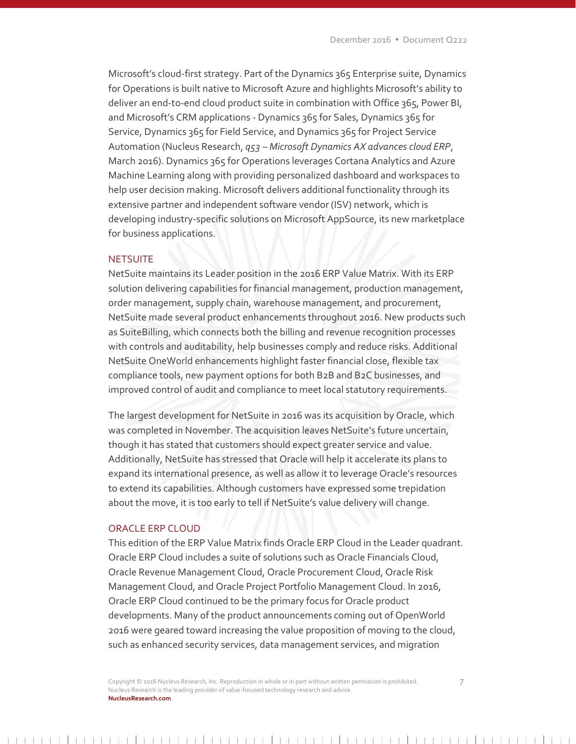Microsoft's cloud-first strategy. Part of the Dynamics 365 Enterprise suite, Dynamics for Operations is built native to Microsoft Azure and highlights Microsoft's ability to deliver an end-to-end cloud product suite in combination with Office 365, Power BI, and Microsoft's CRM applications - Dynamics 365 for Sales, Dynamics 365 for Service, Dynamics 365 for Field Service, and Dynamics 365 for Project Service Automation (Nucleus Research, *q53 – Microsoft Dynamics AX advances cloud ERP*, March 2016). Dynamics 365 for Operations leverages Cortana Analytics and Azure Machine Learning along with providing personalized dashboard and workspaces to help user decision making. Microsoft delivers additional functionality through its extensive partner and independent software vendor (ISV) network, which is developing industry-specific solutions on Microsoft AppSource, its new marketplace for business applications.

### NETSUITE

NetSuite maintains its Leader position in the 2016 ERP Value Matrix. With its ERP solution delivering capabilities for financial management, production management, order management, supply chain, warehouse management, and procurement, NetSuite made several product enhancements throughout 2016. New products such as SuiteBilling, which connects both the billing and revenue recognition processes with controls and auditability, help businesses comply and reduce risks. Additional NetSuite OneWorld enhancements highlight faster financial close, flexible tax compliance tools, new payment options for both B2B and B2C businesses, and improved control of audit and compliance to meet local statutory requirements.

The largest development for NetSuite in 2016 was its acquisition by Oracle, which was completed in November. The acquisition leaves NetSuite's future uncertain, though it has stated that customers should expect greater service and value. Additionally, NetSuite has stressed that Oracle will help it accelerate its plans to expand its international presence, as well as allow it to leverage Oracle's resources to extend its capabilities. Although customers have expressed some trepidation about the move, it is too early to tell if NetSuite's value delivery will change.

### ORACLE ERP CLOUD

This edition of the ERP Value Matrix finds Oracle ERP Cloud in the Leader quadrant. Oracle ERP Cloud includes a suite of solutions such as Oracle Financials Cloud, Oracle Revenue Management Cloud, Oracle Procurement Cloud, Oracle Risk Management Cloud, and Oracle Project Portfolio Management Cloud. In 2016, Oracle ERP Cloud continued to be the primary focus for Oracle product developments. Many of the product announcements coming out of OpenWorld 2016 were geared toward increasing the value proposition of moving to the cloud, such as enhanced security services, data management services, and migration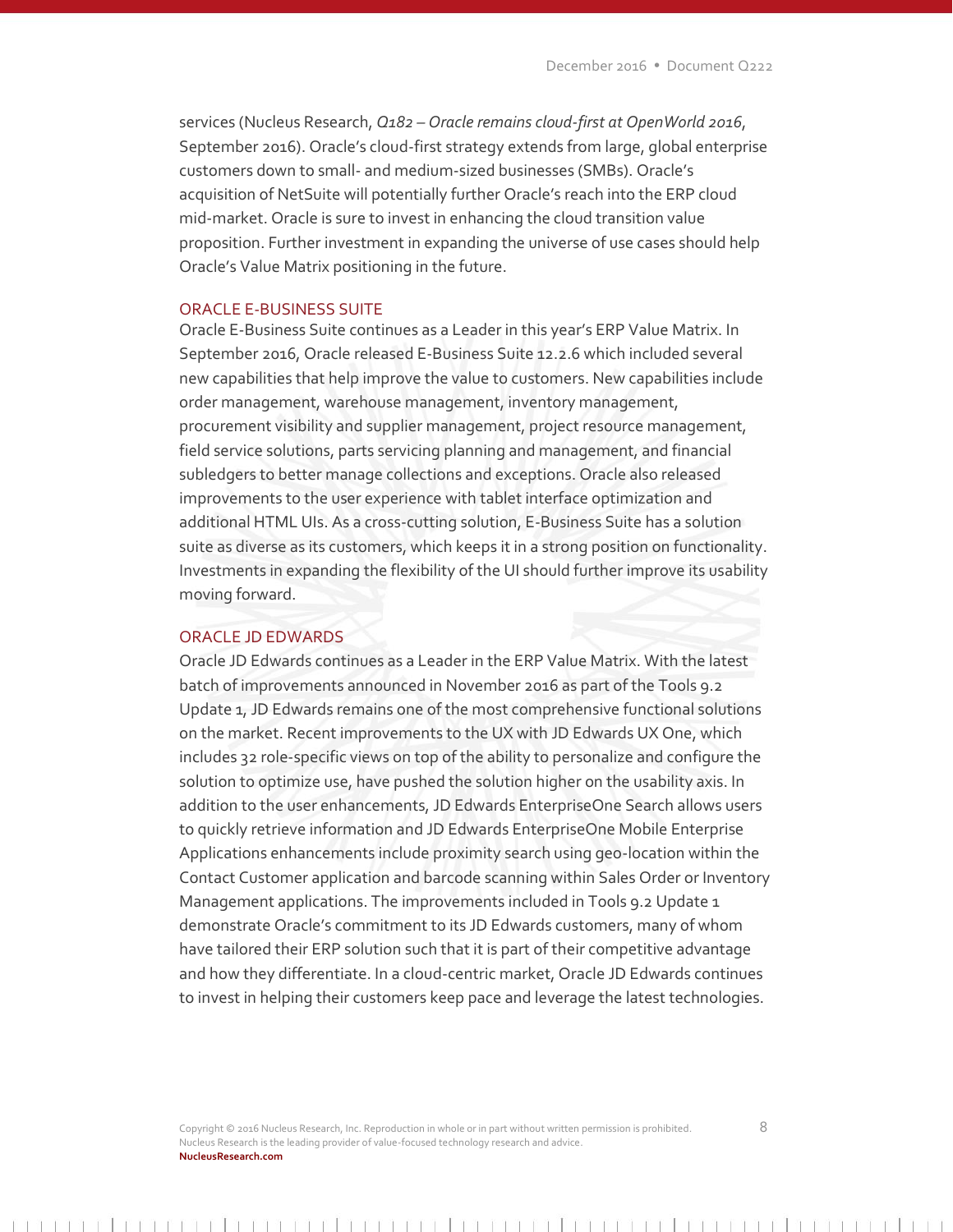services (Nucleus Research, *Q182 – Oracle remains cloud-first at OpenWorld 2016*, September 2016). Oracle's cloud-first strategy extends from large, global enterprise customers down to small- and medium-sized businesses (SMBs). Oracle's acquisition of NetSuite will potentially further Oracle's reach into the ERP cloud mid-market. Oracle is sure to invest in enhancing the cloud transition value proposition. Further investment in expanding the universe of use cases should help Oracle's Value Matrix positioning in the future.

### ORACLE E-BUSINESS SUITE

Oracle E-Business Suite continues as a Leader in this year's ERP Value Matrix. In September 2016, Oracle released E-Business Suite 12.2.6 which included several new capabilities that help improve the value to customers. New capabilities include order management, warehouse management, inventory management, procurement visibility and supplier management, project resource management, field service solutions, parts servicing planning and management, and financial subledgers to better manage collections and exceptions. Oracle also released improvements to the user experience with tablet interface optimization and additional HTML UIs. As a cross-cutting solution, E-Business Suite has a solution suite as diverse as its customers, which keeps it in a strong position on functionality. Investments in expanding the flexibility of the UI should further improve its usability moving forward.

### ORACLE JD EDWARDS

Oracle JD Edwards continues as a Leader in the ERP Value Matrix. With the latest batch of improvements announced in November 2016 as part of the Tools 9.2 Update 1, JD Edwards remains one of the most comprehensive functional solutions on the market. Recent improvements to the UX with JD Edwards UX One, which includes 32 role-specific views on top of the ability to personalize and configure the solution to optimize use, have pushed the solution higher on the usability axis. In addition to the user enhancements, JD Edwards EnterpriseOne Search allows users to quickly retrieve information and JD Edwards EnterpriseOne Mobile Enterprise Applications enhancements include proximity search using geo-location within the Contact Customer application and barcode scanning within Sales Order or Inventory Management applications. The improvements included in Tools 9.2 Update 1 demonstrate Oracle's commitment to its JD Edwards customers, many of whom have tailored their ERP solution such that it is part of their competitive advantage and how they differentiate. In a cloud-centric market, Oracle JD Edwards continues to invest in helping their customers keep pace and leverage the latest technologies.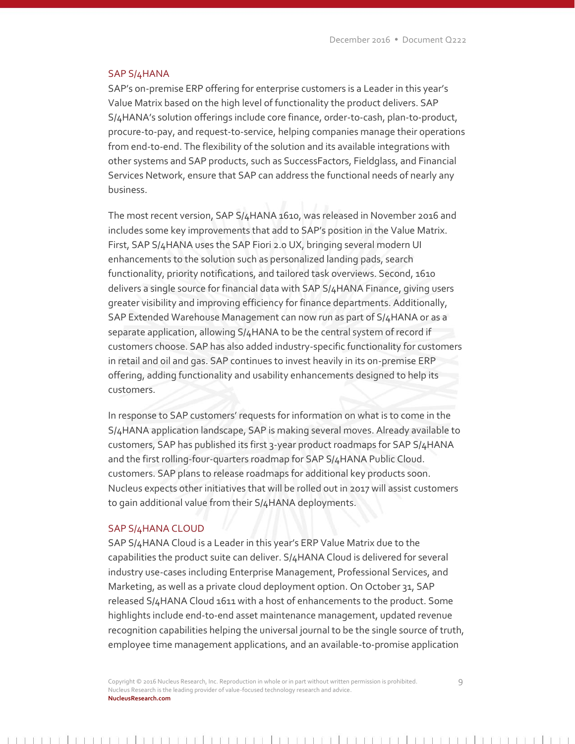## SAP S/4HANA

SAP's on-premise ERP offering for enterprise customers is a Leader in this year's Value Matrix based on the high level of functionality the product delivers. SAP S/4HANA's solution offerings include core finance, order-to-cash, plan-to-product, procure-to-pay, and request-to-service, helping companies manage their operations from end-to-end. The flexibility of the solution and its available integrations with other systems and SAP products, such as SuccessFactors, Fieldglass, and Financial Services Network, ensure that SAP can address the functional needs of nearly any business.

The most recent version, SAP S/4HANA 1610, was released in November 2016 and includes some key improvements that add to SAP's position in the Value Matrix. First, SAP S/4HANA uses the SAP Fiori 2.0 UX, bringing several modern UI enhancements to the solution such as personalized landing pads, search functionality, priority notifications, and tailored task overviews. Second, 1610 delivers a single source for financial data with SAP S/4HANA Finance, giving users greater visibility and improving efficiency for finance departments. Additionally, SAP Extended Warehouse Management can now run as part of S/4HANA or as a separate application, allowing S/4HANA to be the central system of record if customers choose. SAP has also added industry-specific functionality for customers in retail and oil and gas. SAP continues to invest heavily in its on-premise ERP offering, adding functionality and usability enhancements designed to help its customers.

In response to SAP customers' requests for information on what is to come in the S/4HANA application landscape, SAP is making several moves. Already available to customers, SAP has published its first 3-year product roadmaps for SAP S/4HANA and the first rolling-four-quarters roadmap for SAP S/4HANA Public Cloud. customers. SAP plans to release roadmaps for additional key products soon. Nucleus expects other initiatives that will be rolled out in 2017 will assist customers to gain additional value from their S/4HANA deployments.

## SAP S/4HANA CLOUD

SAP S/4HANA Cloud is a Leader in this year's ERP Value Matrix due to the capabilities the product suite can deliver. S/4HANA Cloud is delivered for several industry use-cases including Enterprise Management, Professional Services, and Marketing, as well as a private cloud deployment option. On October 31, SAP released S/4HANA Cloud 1611 with a host of enhancements to the product. Some highlights include end-to-end asset maintenance management, updated revenue recognition capabilities helping the universal journal to be the single source of truth, employee time management applications, and an available-to-promise application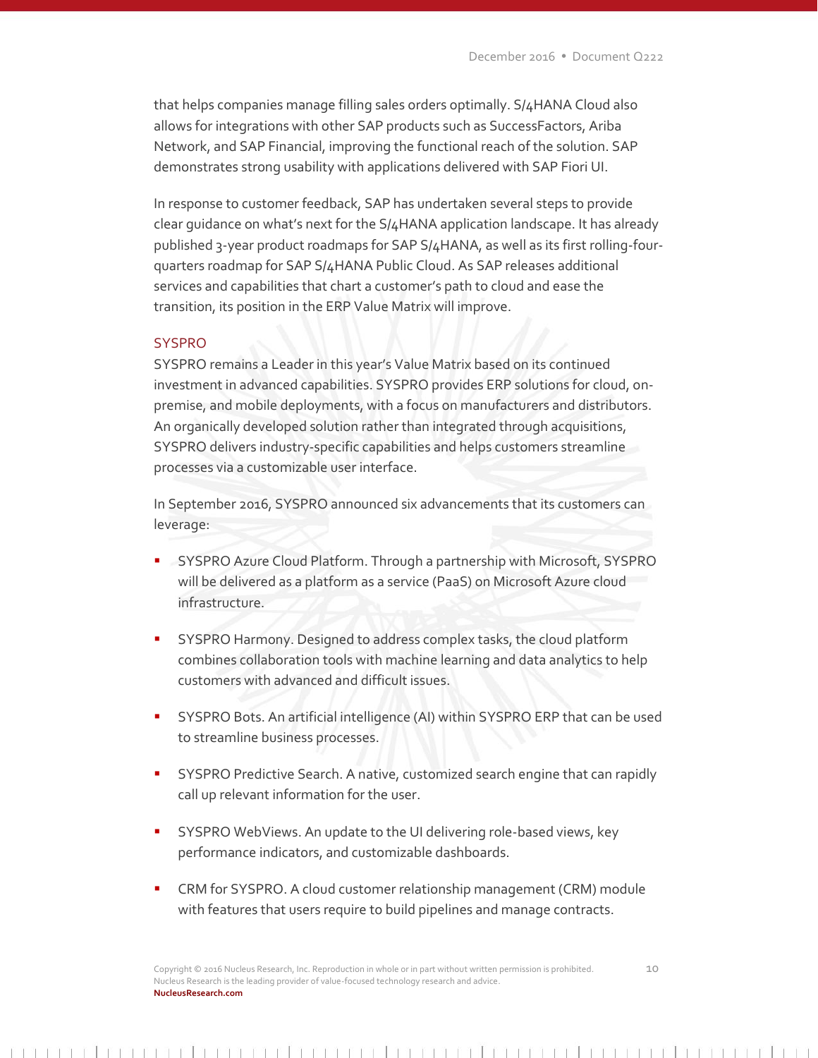that helps companies manage filling sales orders optimally. S/4HANA Cloud also allows for integrations with other SAP products such as SuccessFactors, Ariba Network, and SAP Financial, improving the functional reach of the solution. SAP demonstrates strong usability with applications delivered with SAP Fiori UI.

In response to customer feedback, SAP has undertaken several steps to provide clear guidance on what's next for the S/4HANA application landscape. It has already published 3-year product roadmaps for SAP S/4HANA, as well as its first rolling-four-quarters roadmap for SAP S/4HANA Public Cloud. As SAP releases additional services and capabilities that chart a customer's path to cloud and ease the transition, its position in the ERP Value Matrix will improve.

### SYSPRO

SYSPRO remains a Leader in this year's Value Matrix based on its continued investment in advanced capabilities. SYSPRO provides ERP solutions for cloud, on-premise, and mobile deployments, with a focus on manufacturers and distributors. An organically developed solution rather than integrated through acquisitions, SYSPRO delivers industry-specific capabilities and helps customers streamline processes via a customizable user interface.

In September 2016, SYSPRO announced six advancements that its customers can leverage:

- SYSPRO Azure Cloud Platform. Through a partnership with Microsoft, SYSPRO will be delivered as a platform as a service (PaaS) on Microsoft Azure cloud infrastructure.
- SYSPRO Harmony. Designed to address complex tasks, the cloud platform combines collaboration tools with machine learning and data analytics to help customers with advanced and difficult issues.
- SYSPRO Bots. An artificial intelligence (AI) within SYSPRO ERP that can be used to streamline business processes.
- SYSPRO Predictive Search. A native, customized search engine that can rapidly call up relevant information for the user.
- SYSPRO WebViews. An update to the UI delivering role-based views, key performance indicators, and customizable dashboards.
- CRM for SYSPRO. A cloud customer relationship management (CRM) module with features that users require to build pipelines and manage contracts.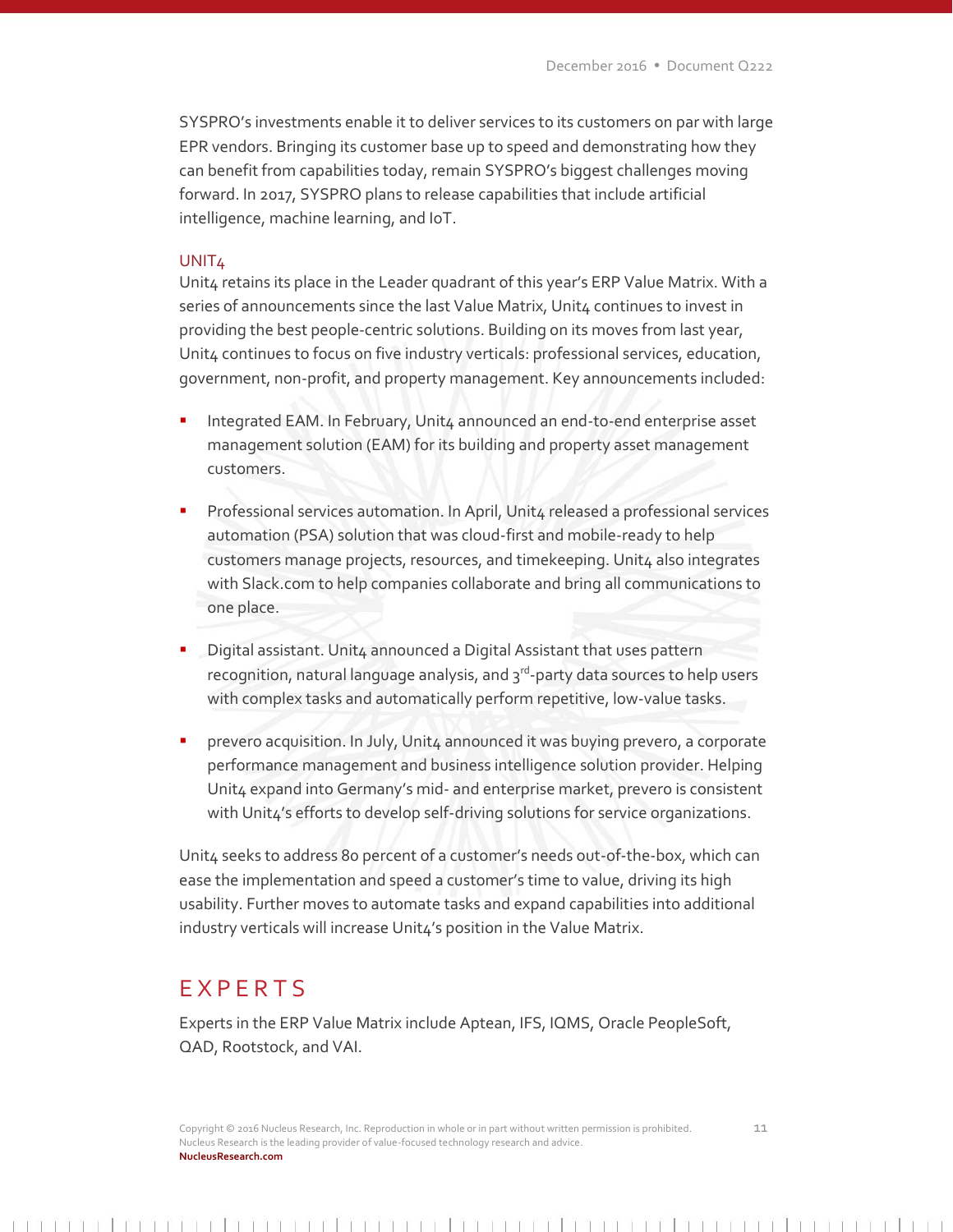SYSPRO's investments enable it to deliver services to its customers on par with large EPR vendors. Bringing its customer base up to speed and demonstrating how they can benefit from capabilities today, remain SYSPRO's biggest challenges moving forward. In 2017, SYSPRO plans to release capabilities that include artificial intelligence, machine learning, and IoT.

### UNIT4

Unit4 retains its place in the Leader quadrant of this year's ERP Value Matrix. With a series of announcements since the last Value Matrix, Unit4 continues to invest in providing the best people-centric solutions. Building on its moves from last year, Unit4 continues to focus on five industry verticals: professional services, education, government, non-profit, and property management. Key announcements included:

- Integrated EAM. In February, Unit4 announced an end-to-end enterprise asset management solution (EAM) for its building and property asset management customers.
- Professional services automation. In April, Unit4 released a professional services automation (PSA) solution that was cloud-first and mobile-ready to help customers manage projects, resources, and timekeeping. Unit4 also integrates with Slack.com to help companies collaborate and bring all communications to one place.
- Digital assistant. Unit4 announced a Digital Assistant that uses pattern recognition, natural language analysis, and 3rd-party data sources to help users with complex tasks and automatically perform repetitive, low-value tasks.
- prevero acquisition. In July, Unit4 announced it was buying prevero, a corporate performance management and business intelligence solution provider. Helping Unit4 expand into Germany's mid- and enterprise market, prevero is consistent with Unit4's efforts to develop self-driving solutions for service organizations.

Unit4 seeks to address 80 percent of a customer's needs out-of-the-box, which can ease the implementation and speed a customer's time to value, driving its high usability. Further moves to automate tasks and expand capabilities into additional industry verticals will increase Unit4's position in the Value Matrix.

## EXPERTS

Experts in the ERP Value Matrix include Aptean, IFS, IQMS, Oracle PeopleSoft, QAD, Rootstock, and VAI.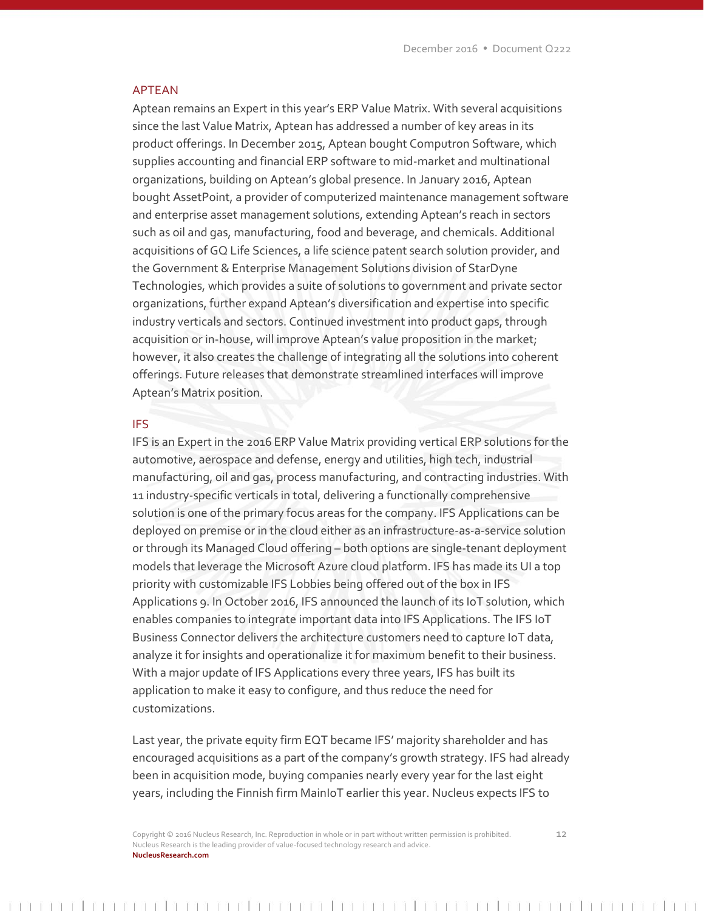## APTEAN

Aptean remains an Expert in this year's ERP Value Matrix. With several acquisitions since the last Value Matrix, Aptean has addressed a number of key areas in its product offerings. In December 2015, Aptean bought Computron Software, which supplies accounting and financial ERP software to mid-market and multinational organizations, building on Aptean's global presence. In January 2016, Aptean bought AssetPoint, a provider of computerized maintenance management software and enterprise asset management solutions, extending Aptean's reach in sectors such as oil and gas, manufacturing, food and beverage, and chemicals. Additional acquisitions of GQ Life Sciences, a life science patent search solution provider, and the Government & Enterprise Management Solutions division of StarDyne Technologies, which provides a suite of solutions to government and private sector organizations, further expand Aptean's diversification and expertise into specific industry verticals and sectors. Continued investment into product gaps, through acquisition or in-house, will improve Aptean's value proposition in the market; however, it also creates the challenge of integrating all the solutions into coherent offerings. Future releases that demonstrate streamlined interfaces will improve Aptean's Matrix position.

## IFS

IFS is an Expert in the 2016 ERP Value Matrix providing vertical ERP solutions for the automotive, aerospace and defense, energy and utilities, high tech, industrial manufacturing, oil and gas, process manufacturing, and contracting industries. With 11 industry-specific verticals in total, delivering a functionally comprehensive solution is one of the primary focus areas for the company. IFS Applications can be deployed on premise or in the cloud either as an infrastructure-as-a-service solution or through its Managed Cloud offering – both options are single-tenant deployment models that leverage the Microsoft Azure cloud platform. IFS has made its UI a top priority with customizable IFS Lobbies being offered out of the box in IFS Applications 9. In October 2016, IFS announced the launch of its IoT solution, which enables companies to integrate important data into IFS Applications. The IFS IoT Business Connector delivers the architecture customers need to capture IoT data, analyze it for insights and operationalize it for maximum benefit to their business. With a major update of IFS Applications every three years, IFS has built its application to make it easy to configure, and thus reduce the need for customizations.

Last year, the private equity firm EQT became IFS' majority shareholder and has encouraged acquisitions as a part of the company's growth strategy. IFS had already been in acquisition mode, buying companies nearly every year for the last eight years, including the Finnish firm MainIoT earlier this year. Nucleus expects IFS to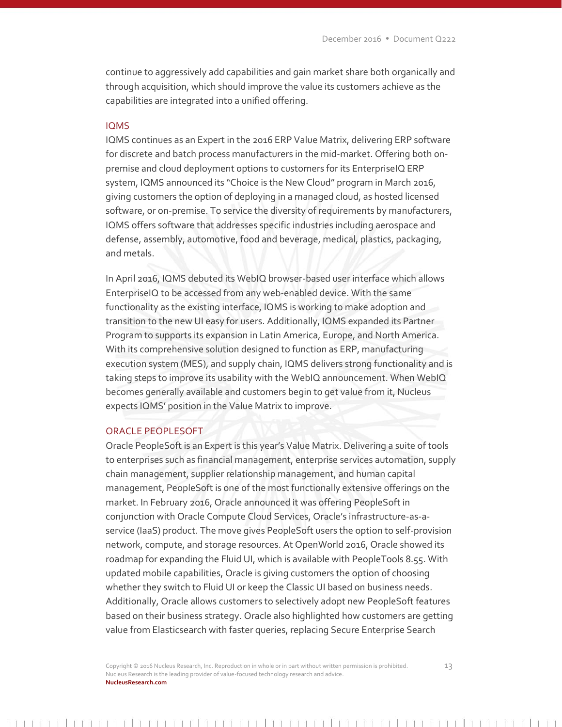continue to aggressively add capabilities and gain market share both organically and through acquisition, which should improve the value its customers achieve as the capabilities are integrated into a unified offering.

## IQMS

IQMS continues as an Expert in the 2016 ERP Value Matrix, delivering ERP software for discrete and batch process manufacturers in the mid-market. Offering both on-premise and cloud deployment options to customers for its EnterpriseIQ ERP system, IQMS announced its "Choice is the New Cloud" program in March 2016, giving customers the option of deploying in a managed cloud, as hosted licensed software, or on-premise. To service the diversity of requirements by manufacturers, IQMS offers software that addresses specific industries including aerospace and defense, assembly, automotive, food and beverage, medical, plastics, packaging, and metals.

In April 2016, IQMS debuted its WebIQ browser-based user interface which allows EnterpriseIQ to be accessed from any web-enabled device. With the same functionality as the existing interface, IQMS is working to make adoption and transition to the new UI easy for users. Additionally, IQMS expanded its Partner Program to supports its expansion in Latin America, Europe, and North America. With its comprehensive solution designed to function as ERP, manufacturing execution system (MES), and supply chain, IQMS delivers strong functionality and is taking steps to improve its usability with the WebIQ announcement. When WebIQ becomes generally available and customers begin to get value from it, Nucleus expects IQMS' position in the Value Matrix to improve.

## ORACLE PEOPLESOFT

Oracle PeopleSoft is an Expert is this year's Value Matrix. Delivering a suite of tools to enterprises such as financial management, enterprise services automation, supply chain management, supplier relationship management, and human capital management, PeopleSoft is one of the most functionally extensive offerings on the market. In February 2016, Oracle announced it was offering PeopleSoft in conjunction with Oracle Compute Cloud Services, Oracle's infrastructure-as-a-service (IaaS) product. The move gives PeopleSoft users the option to self-provision network, compute, and storage resources. At OpenWorld 2016, Oracle showed its roadmap for expanding the Fluid UI, which is available with PeopleTools 8.55. With updated mobile capabilities, Oracle is giving customers the option of choosing whether they switch to Fluid UI or keep the Classic UI based on business needs. Additionally, Oracle allows customers to selectively adopt new PeopleSoft features based on their business strategy. Oracle also highlighted how customers are getting value from Elasticsearch with faster queries, replacing Secure Enterprise Search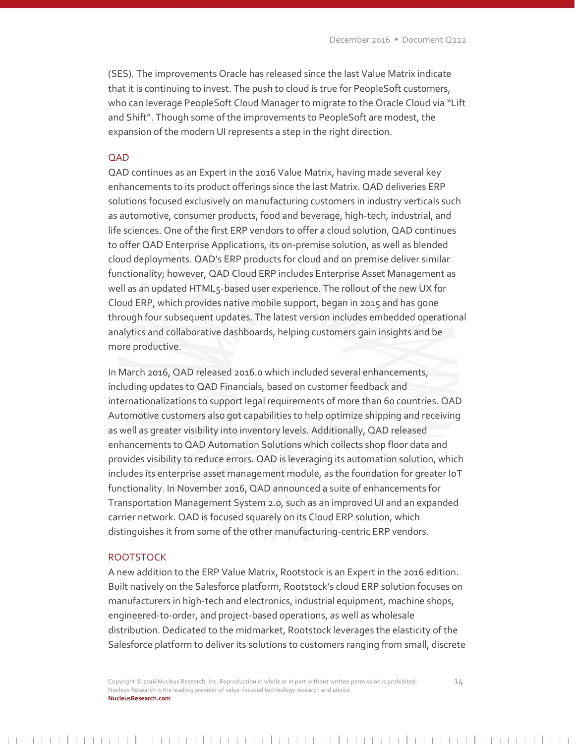(SES). The improvements Oracle has released since the last Value Matrix indicate that it is continuing to invest. The push to cloud is true for PeopleSoft customers, who can leverage PeopleSoft Cloud Manager to migrate to the Oracle Cloud via "Lift and Shift". Though some of the improvements to PeopleSoft are modest, the expansion of the modern UI represents a step in the right direction.

### QAD

QAD continues as an Expert in the 2016 Value Matrix, having made several key enhancements to its product offerings since the last Matrix. QAD deliveries ERP solutions focused exclusively on manufacturing customers in industry verticals such as automotive, consumer products, food and beverage, high-tech, industrial, and life sciences. One of the first ERP vendors to offer a cloud solution, QAD continues to offer QAD Enterprise Applications, its on-premise solution, as well as blended cloud deployments. QAD's ERP products for cloud and on premise deliver similar functionality; however, QAD Cloud ERP includes Enterprise Asset Management as well as an updated HTML5-based user experience. The rollout of the new UX for Cloud ERP, which provides native mobile support, began in 2015 and has gone through four subsequent updates. The latest version includes embedded operational analytics and collaborative dashboards, helping customers gain insights and be more productive.

In March 2016, QAD released 2016.0 which included several enhancements, including updates to QAD Financials, based on customer feedback and internationalizations to support legal requirements of more than 60 countries. QAD Automotive customers also got capabilities to help optimize shipping and receiving as well as greater visibility into inventory levels. Additionally, QAD released enhancements to QAD Automation Solutions which collects shop floor data and provides visibility to reduce errors. QAD is leveraging its automation solution, which includes its enterprise asset management module, as the foundation for greater IoT functionality. In November 2016, QAD announced a suite of enhancements for Transportation Management System 2.0, such as an improved UI and an expanded carrier network. QAD is focused squarely on its Cloud ERP solution, which distinguishes it from some of the other manufacturing-centric ERP vendors.

### ROOTSTOCK

A new addition to the ERP Value Matrix, Rootstock is an Expert in the 2016 edition. Built natively on the Salesforce platform, Rootstock's cloud ERP solution focuses on manufacturers in high-tech and electronics, industrial equipment, machine shops, engineered-to-order, and project-based operations, as well as wholesale distribution. Dedicated to the midmarket, Rootstock leverages the elasticity of the Salesforce platform to deliver its solutions to customers ranging from small, discrete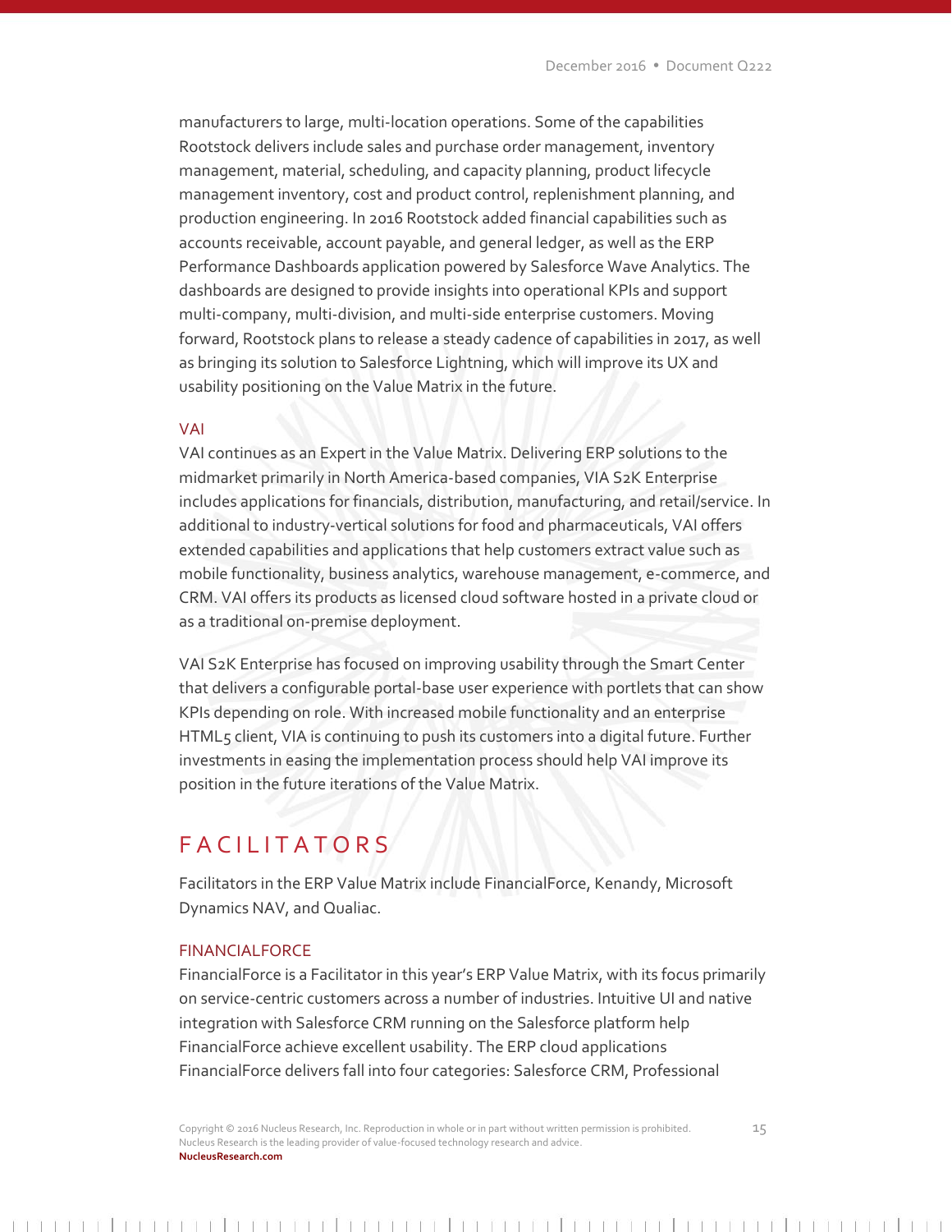manufacturers to large, multi-location operations. Some of the capabilities Rootstock delivers include sales and purchase order management, inventory management, material, scheduling, and capacity planning, product lifecycle management inventory, cost and product control, replenishment planning, and production engineering. In 2016 Rootstock added financial capabilities such as accounts receivable, account payable, and general ledger, as well as the ERP Performance Dashboards application powered by Salesforce Wave Analytics. The dashboards are designed to provide insights into operational KPIs and support multi-company, multi-division, and multi-side enterprise customers. Moving forward, Rootstock plans to release a steady cadence of capabilities in 2017, as well as bringing its solution to Salesforce Lightning, which will improve its UX and usability positioning on the Value Matrix in the future.

### VAI

VAI continues as an Expert in the Value Matrix. Delivering ERP solutions to the midmarket primarily in North America-based companies, VIA S2K Enterprise includes applications for financials, distribution, manufacturing, and retail/service. In additional to industry-vertical solutions for food and pharmaceuticals, VAI offers extended capabilities and applications that help customers extract value such as mobile functionality, business analytics, warehouse management, e-commerce, and CRM. VAI offers its products as licensed cloud software hosted in a private cloud or as a traditional on-premise deployment.

VAI S2K Enterprise has focused on improving usability through the Smart Center that delivers a configurable portal-base user experience with portlets that can show KPIs depending on role. With increased mobile functionality and an enterprise HTML5 client, VIA is continuing to push its customers into a digital future. Further investments in easing the implementation process should help VAI improve its position in the future iterations of the Value Matrix.

## FACILITATORS

Facilitators in the ERP Value Matrix include FinancialForce, Kenandy, Microsoft Dynamics NAV, and Qualiac.

### FINANCIALFORCE

FinancialForce is a Facilitator in this year's ERP Value Matrix, with its focus primarily on service-centric customers across a number of industries. Intuitive UI and native integration with Salesforce CRM running on the Salesforce platform help FinancialForce achieve excellent usability. The ERP cloud applications FinancialForce delivers fall into four categories: Salesforce CRM, Professional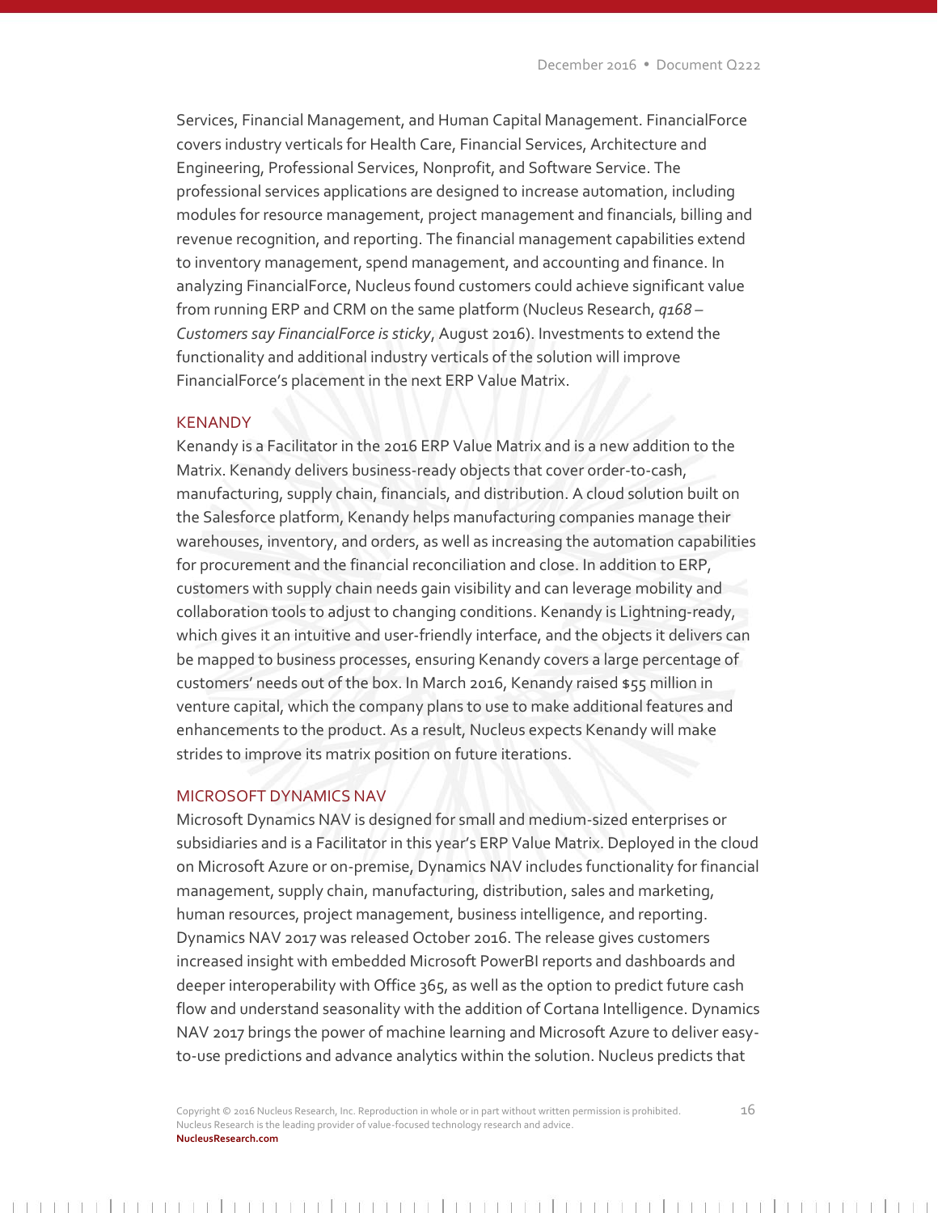Services, Financial Management, and Human Capital Management. FinancialForce covers industry verticals for Health Care, Financial Services, Architecture and Engineering, Professional Services, Nonprofit, and Software Service. The professional services applications are designed to increase automation, including modules for resource management, project management and financials, billing and revenue recognition, and reporting. The financial management capabilities extend to inventory management, spend management, and accounting and finance. In analyzing FinancialForce, Nucleus found customers could achieve significant value from running ERP and CRM on the same platform (Nucleus Research, *q168 – Customers say FinancialForce is sticky*, August 2016). Investments to extend the functionality and additional industry verticals of the solution will improve FinancialForce's placement in the next ERP Value Matrix.

## KENANDY

Kenandy is a Facilitator in the 2016 ERP Value Matrix and is a new addition to the Matrix. Kenandy delivers business-ready objects that cover order-to-cash, manufacturing, supply chain, financials, and distribution. A cloud solution built on the Salesforce platform, Kenandy helps manufacturing companies manage their warehouses, inventory, and orders, as well as increasing the automation capabilities for procurement and the financial reconciliation and close. In addition to ERP, customers with supply chain needs gain visibility and can leverage mobility and collaboration tools to adjust to changing conditions. Kenandy is Lightning-ready, which gives it an intuitive and user-friendly interface, and the objects it delivers can be mapped to business processes, ensuring Kenandy covers a large percentage of customers' needs out of the box. In March 2016, Kenandy raised $55 million in venture capital, which the company plans to use to make additional features and enhancements to the product. As a result, Nucleus expects Kenandy will make strides to improve its matrix position on future iterations.

## MICROSOFT DYNAMICS NAV

Microsoft Dynamics NAV is designed for small and medium-sized enterprises or subsidiaries and is a Facilitator in this year's ERP Value Matrix. Deployed in the cloud on Microsoft Azure or on-premise, Dynamics NAV includes functionality for financial management, supply chain, manufacturing, distribution, sales and marketing, human resources, project management, business intelligence, and reporting. Dynamics NAV 2017 was released October 2016. The release gives customers increased insight with embedded Microsoft PowerBI reports and dashboards and deeper interoperability with Office 365, as well as the option to predict future cash flow and understand seasonality with the addition of Cortana Intelligence. Dynamics NAV 2017 brings the power of machine learning and Microsoft Azure to deliver easy-to-use predictions and advance analytics within the solution. Nucleus predicts that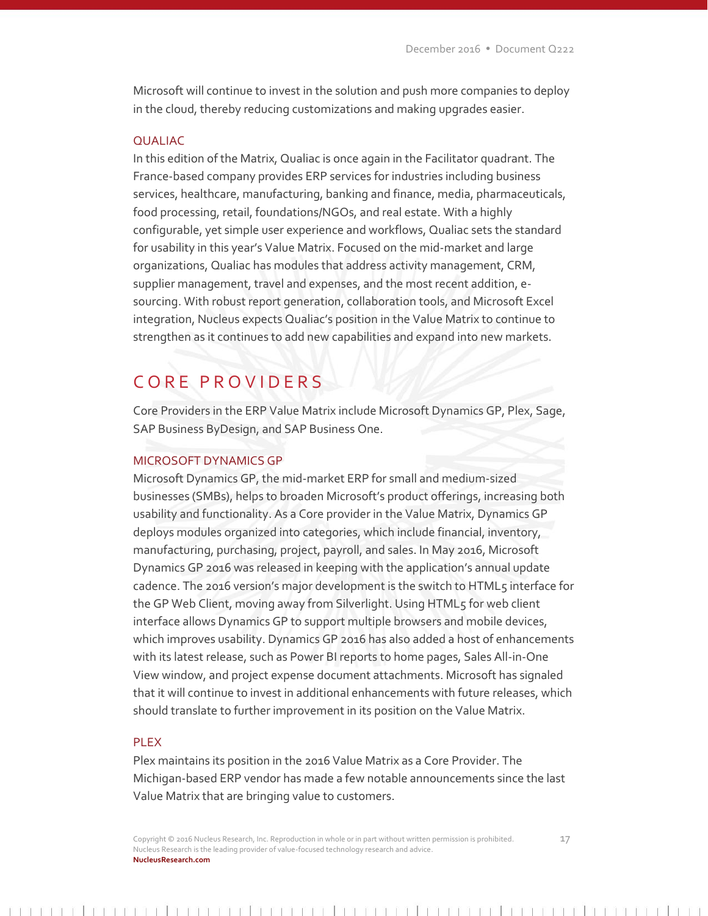Microsoft will continue to invest in the solution and push more companies to deploy in the cloud, thereby reducing customizations and making upgrades easier.

### QUALIAC

In this edition of the Matrix, Qualiac is once again in the Facilitator quadrant. The France-based company provides ERP services for industries including business services, healthcare, manufacturing, banking and finance, media, pharmaceuticals, food processing, retail, foundations/NGOs, and real estate. With a highly configurable, yet simple user experience and workflows, Qualiac sets the standard for usability in this year's Value Matrix. Focused on the mid-market and large organizations, Qualiac has modules that address activity management, CRM, supplier management, travel and expenses, and the most recent addition, e-sourcing. With robust report generation, collaboration tools, and Microsoft Excel integration, Nucleus expects Qualiac's position in the Value Matrix to continue to strengthen as it continues to add new capabilities and expand into new markets.

## CORE PROVIDERS

Core Providers in the ERP Value Matrix include Microsoft Dynamics GP, Plex, Sage, SAP Business ByDesign, and SAP Business One.

### MICROSOFT DYNAMICS GP

Microsoft Dynamics GP, the mid-market ERP for small and medium-sized businesses (SMBs), helps to broaden Microsoft's product offerings, increasing both usability and functionality. As a Core provider in the Value Matrix, Dynamics GP deploys modules organized into categories, which include financial, inventory, manufacturing, purchasing, project, payroll, and sales. In May 2016, Microsoft Dynamics GP 2016 was released in keeping with the application's annual update cadence. The 2016 version's major development is the switch to HTML5 interface for the GP Web Client, moving away from Silverlight. Using HTML5 for web client interface allows Dynamics GP to support multiple browsers and mobile devices, which improves usability. Dynamics GP 2016 has also added a host of enhancements with its latest release, such as Power BI reports to home pages, Sales All-in-One View window, and project expense document attachments. Microsoft has signaled that it will continue to invest in additional enhancements with future releases, which should translate to further improvement in its position on the Value Matrix.

### PLEX

Plex maintains its position in the 2016 Value Matrix as a Core Provider. The Michigan-based ERP vendor has made a few notable announcements since the last Value Matrix that are bringing value to customers.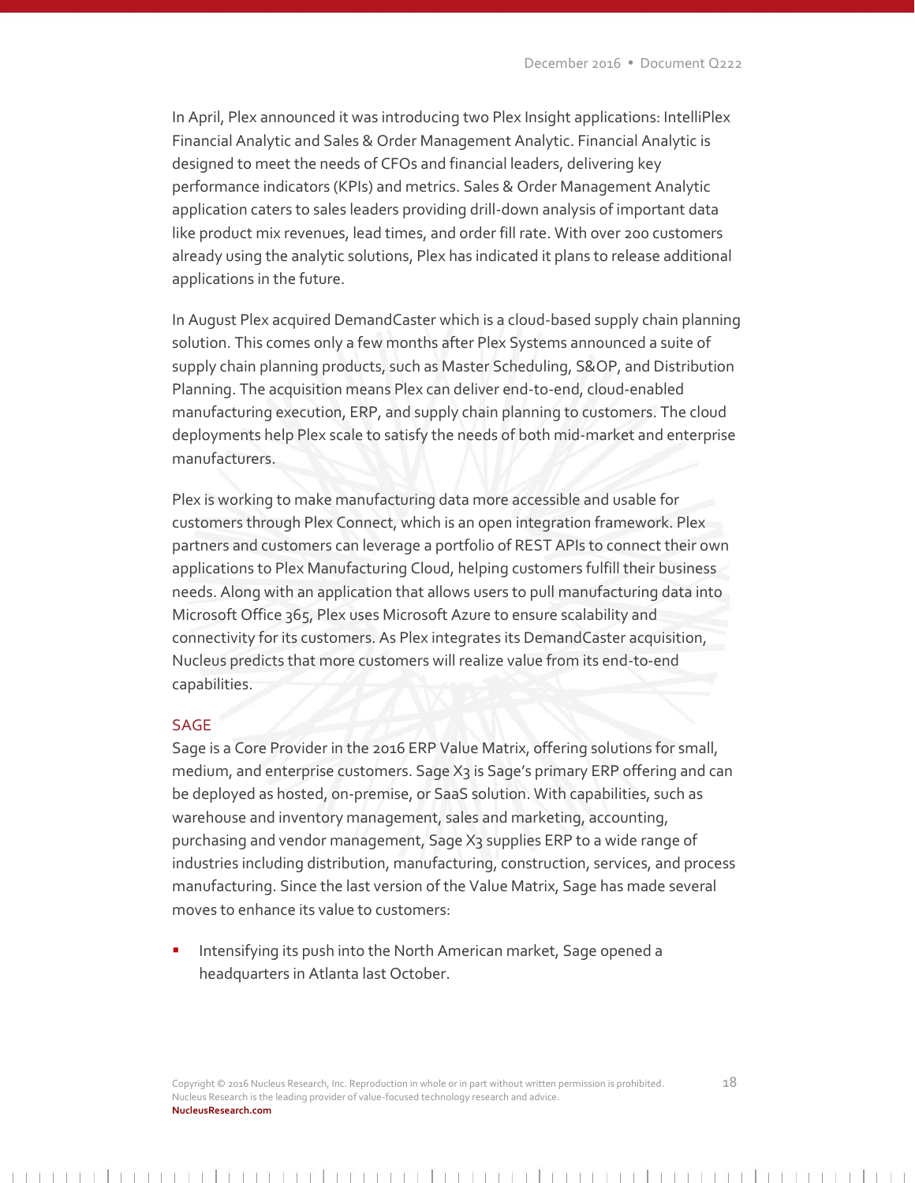In April, Plex announced it was introducing two Plex Insight applications: IntelliPlex Financial Analytic and Sales & Order Management Analytic. Financial Analytic is designed to meet the needs of CFOs and financial leaders, delivering key performance indicators (KPIs) and metrics. Sales & Order Management Analytic application caters to sales leaders providing drill-down analysis of important data like product mix revenues, lead times, and order fill rate. With over 200 customers already using the analytic solutions, Plex has indicated it plans to release additional applications in the future.

In August Plex acquired DemandCaster which is a cloud-based supply chain planning solution. This comes only a few months after Plex Systems announced a suite of supply chain planning products, such as Master Scheduling, S&OP, and Distribution Planning. The acquisition means Plex can deliver end-to-end, cloud-enabled manufacturing execution, ERP, and supply chain planning to customers. The cloud deployments help Plex scale to satisfy the needs of both mid-market and enterprise manufacturers.

Plex is working to make manufacturing data more accessible and usable for customers through Plex Connect, which is an open integration framework. Plex partners and customers can leverage a portfolio of REST APIs to connect their own applications to Plex Manufacturing Cloud, helping customers fulfill their business needs. Along with an application that allows users to pull manufacturing data into Microsoft Office 365, Plex uses Microsoft Azure to ensure scalability and connectivity for its customers. As Plex integrates its DemandCaster acquisition, Nucleus predicts that more customers will realize value from its end-to-end capabilities.

## SAGE

Sage is a Core Provider in the 2016 ERP Value Matrix, offering solutions for small, medium, and enterprise customers. Sage X3 is Sage's primary ERP offering and can be deployed as hosted, on-premise, or SaaS solution. With capabilities, such as warehouse and inventory management, sales and marketing, accounting, purchasing and vendor management, Sage X3 supplies ERP to a wide range of industries including distribution, manufacturing, construction, services, and process manufacturing. Since the last version of the Value Matrix, Sage has made several moves to enhance its value to customers:

- Intensifying its push into the North American market, Sage opened a headquarters in Atlanta last October.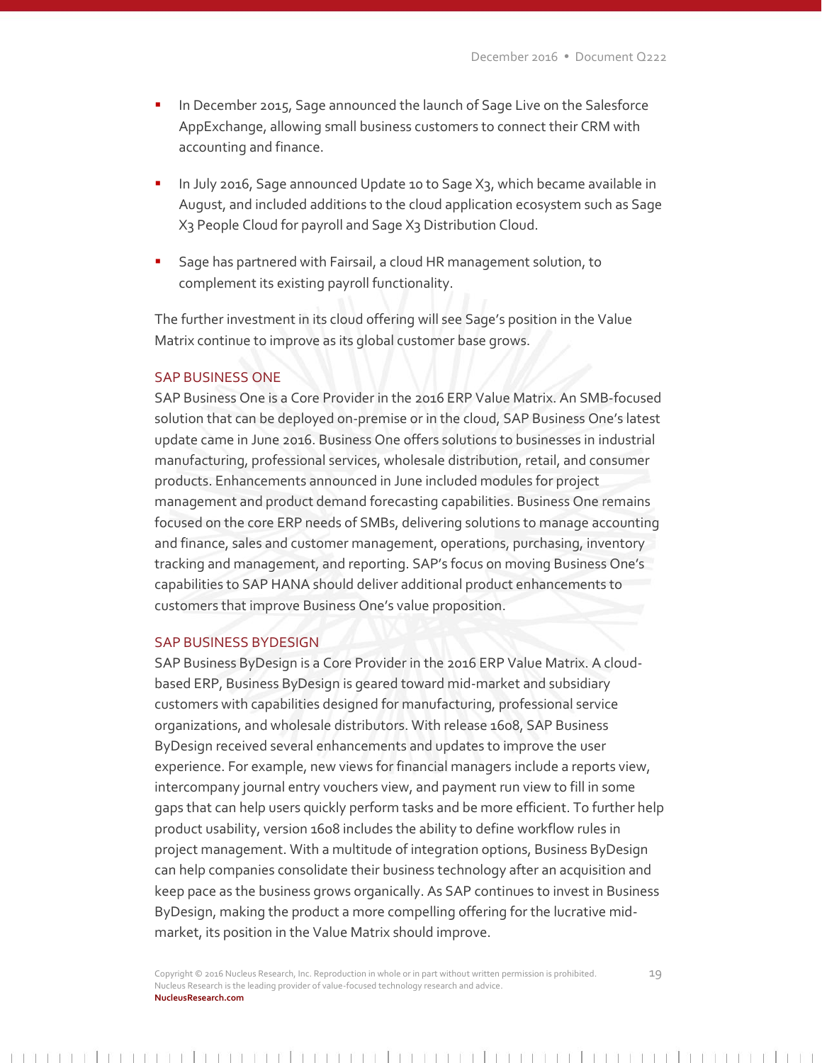- In December 2015, Sage announced the launch of Sage Live on the Salesforce AppExchange, allowing small business customers to connect their CRM with accounting and finance.
- In July 2016, Sage announced Update 10 to Sage X3, which became available in August, and included additions to the cloud application ecosystem such as Sage X3 People Cloud for payroll and Sage X3 Distribution Cloud.
- Sage has partnered with Fairsail, a cloud HR management solution, to complement its existing payroll functionality.

The further investment in its cloud offering will see Sage's position in the Value Matrix continue to improve as its global customer base grows.

### SAP BUSINESS ONE

SAP Business One is a Core Provider in the 2016 ERP Value Matrix. An SMB-focused solution that can be deployed on-premise or in the cloud, SAP Business One's latest update came in June 2016. Business One offers solutions to businesses in industrial manufacturing, professional services, wholesale distribution, retail, and consumer products. Enhancements announced in June included modules for project management and product demand forecasting capabilities. Business One remains focused on the core ERP needs of SMBs, delivering solutions to manage accounting and finance, sales and customer management, operations, purchasing, inventory tracking and management, and reporting. SAP's focus on moving Business One's capabilities to SAP HANA should deliver additional product enhancements to customers that improve Business One's value proposition.

### SAP BUSINESS BYDESIGN

SAP Business ByDesign is a Core Provider in the 2016 ERP Value Matrix. A cloud-based ERP, Business ByDesign is geared toward mid-market and subsidiary customers with capabilities designed for manufacturing, professional service organizations, and wholesale distributors. With release 1608, SAP Business ByDesign received several enhancements and updates to improve the user experience. For example, new views for financial managers include a reports view, intercompany journal entry vouchers view, and payment run view to fill in some gaps that can help users quickly perform tasks and be more efficient. To further help product usability, version 1608 includes the ability to define workflow rules in project management. With a multitude of integration options, Business ByDesign can help companies consolidate their business technology after an acquisition and keep pace as the business grows organically. As SAP continues to invest in Business ByDesign, making the product a more compelling offering for the lucrative mid-market, its position in the Value Matrix should improve.